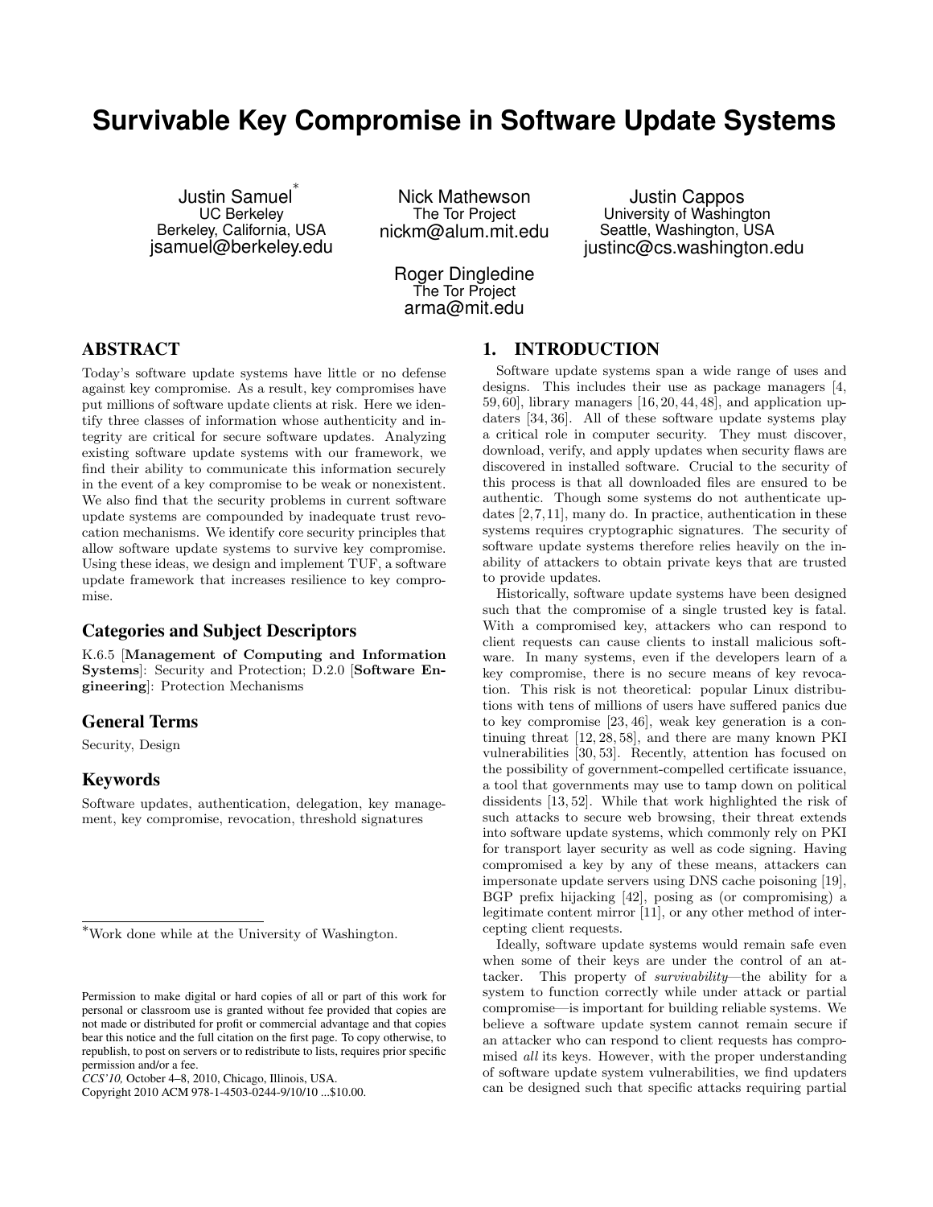# Survivable Key Compromise in Software Update Systems

Justin Samuel[*]
UC Berkeley
Berkeley, California, USA
jsamuel@berkeley.edu

Nick Mathewson
The Tor Project
nickm@alum.mit.edu

Justin Cappos
University of Washington
Seattle, Washington, USA
justinc@cs.washington.edu

Roger Dingledine
The Tor Project
arma@mit.edu

## ABSTRACT

Today's software update systems have little or no defense against key compromise. As a result, key compromises have put millions of software update clients at risk. Here we identify three classes of information whose authenticity and integrity are critical for secure software updates. Analyzing existing software update systems with our framework, we find their ability to communicate this information securely in the event of a key compromise to be weak or nonexistent. We also find that the security problems in current software update systems are compounded by inadequate trust revocation mechanisms. We identify core security principles that allow software update systems to survive key compromise. Using these ideas, we design and implement TUF, a software update framework that increases resilience to key compromise.

### Categories and Subject Descriptors

K.6.5 [**Management of Computing and Information Systems**]: Security and Protection; D.2.0 [**Software Engineering**]: Protection Mechanisms

### General Terms

Security, Design

### Keywords

Software updates, authentication, delegation, key management, key compromise, revocation, threshold signatures

[*]Work done while at the University of Washington.

Permission to make digital or hard copies of all or part of this work for personal or classroom use is granted without fee provided that copies are not made or distributed for profit or commercial advantage and that copies bear this notice and the full citation on the first page. To copy otherwise, to republish, to post on servers or to redistribute to lists, requires prior specific permission and/or a fee.
*CCS'10,* October 4–8, 2010, Chicago, Illinois, USA.
Copyright 2010 ACM 978-1-4503-0244-9/10/10 ...$10.00.

## 1. INTRODUCTION

Software update systems span a wide range of uses and designs. This includes their use as package managers [4, 59, 60], library managers [16, 20, 44, 48], and application updaters [34, 36]. All of these software update systems play a critical role in computer security. They must discover, download, verify, and apply updates when security flaws are discovered in installed software. Crucial to the security of this process is that all downloaded files are ensured to be authentic. Though some systems do not authenticate updates [2, 7, 11], many do. In practice, authentication in these systems requires cryptographic signatures. The security of software update systems therefore relies heavily on the inability of attackers to obtain private keys that are trusted to provide updates.

Historically, software update systems have been designed such that the compromise of a single trusted key is fatal. With a compromised key, attackers who can respond to client requests can cause clients to install malicious software. In many systems, even if the developers learn of a key compromise, there is no secure means of key revocation. This risk is not theoretical: popular Linux distributions with tens of millions of users have suffered panics due to key compromise [23, 46], weak key generation is a continuing threat [12, 28, 58], and there are many known PKI vulnerabilities [30, 53]. Recently, attention has focused on the possibility of government-compelled certificate issuance, a tool that governments may use to tamp down on political dissidents [13, 52]. While that work highlighted the risk of such attacks to secure web browsing, their threat extends into software update systems, which commonly rely on PKI for transport layer security as well as code signing. Having compromised a key by any of these means, attackers can impersonate update servers using DNS cache poisoning [19], BGP prefix hijacking [42], posing as (or compromising) a legitimate content mirror [11], or any other method of intercepting client requests.

Ideally, software update systems would remain safe even when some of their keys are under the control of an attacker. This property of *survivability*—the ability for a system to function correctly while under attack or partial compromise—is important for building reliable systems. We believe a software update system cannot remain secure if an attacker who can respond to client requests has compromised *all* its keys. However, with the proper understanding of software update system vulnerabilities, we find updaters can be designed such that specific attacks requiring partial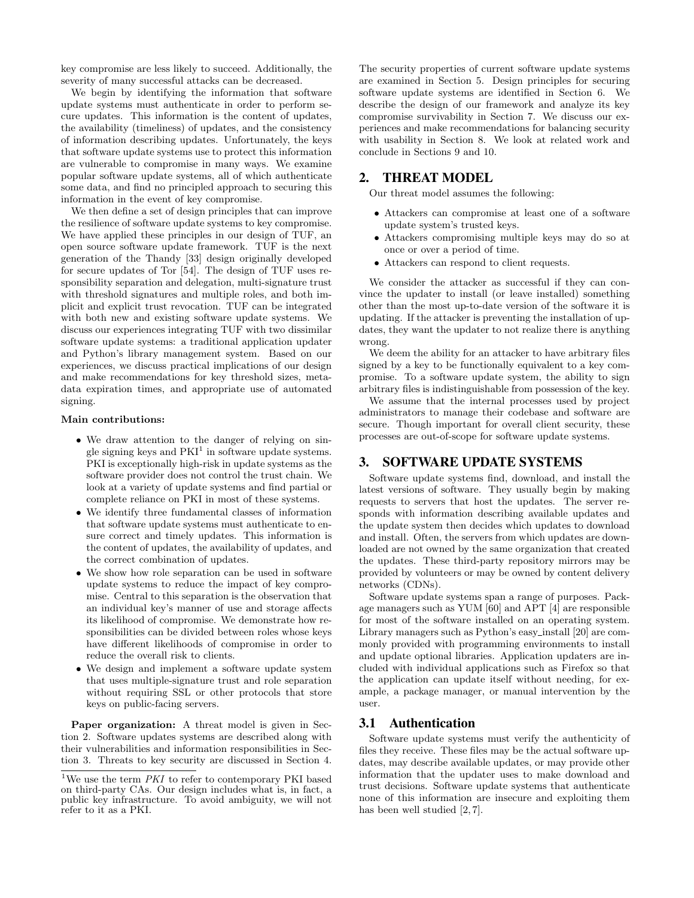key compromise are less likely to succeed. Additionally, the severity of many successful attacks can be decreased.

We begin by identifying the information that software update systems must authenticate in order to perform secure updates. This information is the content of updates, the availability (timeliness) of updates, and the consistency of information describing updates. Unfortunately, the keys that software update systems use to protect this information are vulnerable to compromise in many ways. We examine popular software update systems, all of which authenticate some data, and find no principled approach to securing this information in the event of key compromise.

We then define a set of design principles that can improve the resilience of software update systems to key compromise. We have applied these principles in our design of TUF, an open source software update framework. TUF is the next generation of the Thandy [33] design originally developed for secure updates of Tor [54]. The design of TUF uses responsibility separation and delegation, multi-signature trust with threshold signatures and multiple roles, and both implicit and explicit trust revocation. TUF can be integrated with both new and existing software update systems. We discuss our experiences integrating TUF with two dissimilar software update systems: a traditional application updater and Python's library management system. Based on our experiences, we discuss practical implications of our design and make recommendations for key threshold sizes, metadata expiration times, and appropriate use of automated signing.

**Main contributions:**

- We draw attention to the danger of relying on single signing keys and PKI[1] in software update systems. PKI is exceptionally high-risk in update systems as the software provider does not control the trust chain. We look at a variety of update systems and find partial or complete reliance on PKI in most of these systems.
- We identify three fundamental classes of information that software update systems must authenticate to ensure correct and timely updates. This information is the content of updates, the availability of updates, and the correct combination of updates.
- We show how role separation can be used in software update systems to reduce the impact of key compromise. Central to this separation is the observation that an individual key's manner of use and storage affects its likelihood of compromise. We demonstrate how responsibilities can be divided between roles whose keys have different likelihoods of compromise in order to reduce the overall risk to clients.
- We design and implement a software update system that uses multiple-signature trust and role separation without requiring SSL or other protocols that store keys on public-facing servers.

**Paper organization:** A threat model is given in Section 2. Software updates systems are described along with their vulnerabilities and information responsibilities in Section 3. Threats to key security are discussed in Section 4. The security properties of current software update systems are examined in Section 5. Design principles for securing software update systems are identified in Section 6. We describe the design of our framework and analyze its key compromise survivability in Section 7. We discuss our experiences and make recommendations for balancing security with usability in Section 8. We look at related work and conclude in Sections 9 and 10.

[1] We use the term *PKI* to refer to contemporary PKI based on third-party CAs. Our design includes what is, in fact, a public key infrastructure. To avoid ambiguity, we will not refer to it as a PKI.

## 2. THREAT MODEL

Our threat model assumes the following:

- Attackers can compromise at least one of a software update system's trusted keys.
- Attackers compromising multiple keys may do so at once or over a period of time.
- Attackers can respond to client requests.

We consider the attacker as successful if they can convince the updater to install (or leave installed) something other than the most up-to-date version of the software it is updating. If the attacker is preventing the installation of updates, they want the updater to not realize there is anything wrong.

We deem the ability for an attacker to have arbitrary files signed by a key to be functionally equivalent to a key compromise. To a software update system, the ability to sign arbitrary files is indistinguishable from possession of the key.

We assume that the internal processes used by project administrators to manage their codebase and software are secure. Though important for overall client security, these processes are out-of-scope for software update systems.

## 3. SOFTWARE UPDATE SYSTEMS

Software update systems find, download, and install the latest versions of software. They usually begin by making requests to servers that host the updates. The server responds with information describing available updates and the update system then decides which updates to download and install. Often, the servers from which updates are downloaded are not owned by the same organization that created the updates. These third-party repository mirrors may be provided by volunteers or may be owned by content delivery networks (CDNs).

Software update systems span a range of purposes. Package managers such as YUM [60] and APT [4] are responsible for most of the software installed on an operating system. Library managers such as Python's easy_install [20] are commonly provided with programming environments to install and update optional libraries. Application updaters are included with individual applications such as Firefox so that the application can update itself without needing, for example, a package manager, or manual intervention by the user.

### 3.1 Authentication

Software update systems must verify the authenticity of files they receive. These files may be the actual software updates, may describe available updates, or may provide other information that the updater uses to make download and trust decisions. Software update systems that authenticate none of this information are insecure and exploiting them has been well studied [2, 7].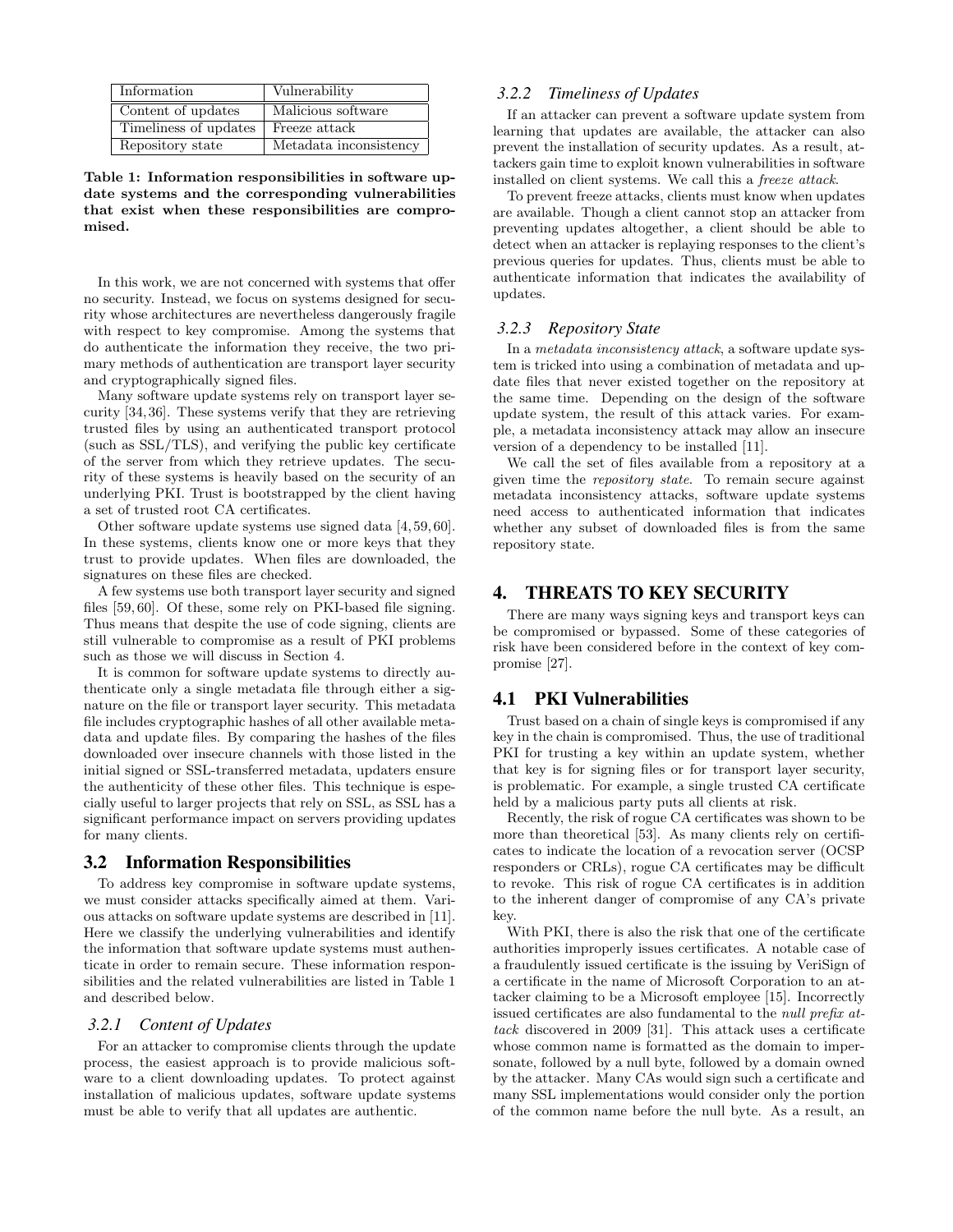| Information | Vulnerability |
|---|---|
| Content of updates | Malicious software |
| Timeliness of updates | Freeze attack |
| Repository state | Metadata inconsistency |

**Table 1: Information responsibilities in software update systems and the corresponding vulnerabilities that exist when these responsibilities are compromised.**

In this work, we are not concerned with systems that offer no security. Instead, we focus on systems designed for security whose architectures are nevertheless dangerously fragile with respect to key compromise. Among the systems that do authenticate the information they receive, the two primary methods of authentication are transport layer security and cryptographically signed files.

Many software update systems rely on transport layer security [34,36]. These systems verify that they are retrieving trusted files by using an authenticated transport protocol (such as SSL/TLS), and verifying the public key certificate of the server from which they retrieve updates. The security of these systems is heavily based on the security of an underlying PKI. Trust is bootstrapped by the client having a set of trusted root CA certificates.

Other software update systems use signed data [4,59,60]. In these systems, clients know one or more keys that they trust to provide updates. When files are downloaded, the signatures on these files are checked.

A few systems use both transport layer security and signed files [59,60]. Of these, some rely on PKI-based file signing. Thus means that despite the use of code signing, clients are still vulnerable to compromise as a result of PKI problems such as those we will discuss in Section 4.

It is common for software update systems to directly authenticate only a single metadata file through either a signature on the file or transport layer security. This metadata file includes cryptographic hashes of all other available metadata and update files. By comparing the hashes of the files downloaded over insecure channels with those listed in the initial signed or SSL-transferred metadata, updaters ensure the authenticity of these other files. This technique is especially useful to larger projects that rely on SSL, as SSL has a significant performance impact on servers providing updates for many clients.

## 3.2 Information Responsibilities

To address key compromise in software update systems, we must consider attacks specifically aimed at them. Various attacks on software update systems are described in [11]. Here we classify the underlying vulnerabilities and identify the information that software update systems must authenticate in order to remain secure. These information responsibilities and the related vulnerabilities are listed in Table 1 and described below.

### 3.2.1 Content of Updates

For an attacker to compromise clients through the update process, the easiest approach is to provide malicious software to a client downloading updates. To protect against installation of malicious updates, software update systems must be able to verify that all updates are authentic.

### 3.2.2 Timeliness of Updates

If an attacker can prevent a software update system from learning that updates are available, the attacker can also prevent the installation of security updates. As a result, attackers gain time to exploit known vulnerabilities in software installed on client systems. We call this a *freeze attack*.

To prevent freeze attacks, clients must know when updates are available. Though a client cannot stop an attacker from preventing updates altogether, a client should be able to detect when an attacker is replaying responses to the client's previous queries for updates. Thus, clients must be able to authenticate information that indicates the availability of updates.

### 3.2.3 Repository State

In a *metadata inconsistency attack*, a software update system is tricked into using a combination of metadata and update files that never existed together on the repository at the same time. Depending on the design of the software update system, the result of this attack varies. For example, a metadata inconsistency attack may allow an insecure version of a dependency to be installed [11].

We call the set of files available from a repository at a given time the *repository state*. To remain secure against metadata inconsistency attacks, software update systems need access to authenticated information that indicates whether any subset of downloaded files is from the same repository state.

# 4. THREATS TO KEY SECURITY

There are many ways signing keys and transport keys can be compromised or bypassed. Some of these categories of risk have been considered before in the context of key compromise [27].

## 4.1 PKI Vulnerabilities

Trust based on a chain of single keys is compromised if any key in the chain is compromised. Thus, the use of traditional PKI for trusting a key within an update system, whether that key is for signing files or for transport layer security, is problematic. For example, a single trusted CA certificate held by a malicious party puts all clients at risk.

Recently, the risk of rogue CA certificates was shown to be more than theoretical [53]. As many clients rely on certificates to indicate the location of a revocation server (OCSP responders or CRLs), rogue CA certificates may be difficult to revoke. This risk of rogue CA certificates is in addition to the inherent danger of compromise of any CA's private key.

With PKI, there is also the risk that one of the certificate authorities improperly issues certificates. A notable case of a fraudulently issued certificate is the issuing by VeriSign of a certificate in the name of Microsoft Corporation to an attacker claiming to be a Microsoft employee [15]. Incorrectly issued certificates are also fundamental to the *null prefix attack* discovered in 2009 [31]. This attack uses a certificate whose common name is formatted as the domain to impersonate, followed by a null byte, followed by a domain owned by the attacker. Many CAs would sign such a certificate and many SSL implementations would consider only the portion of the common name before the null byte. As a result, an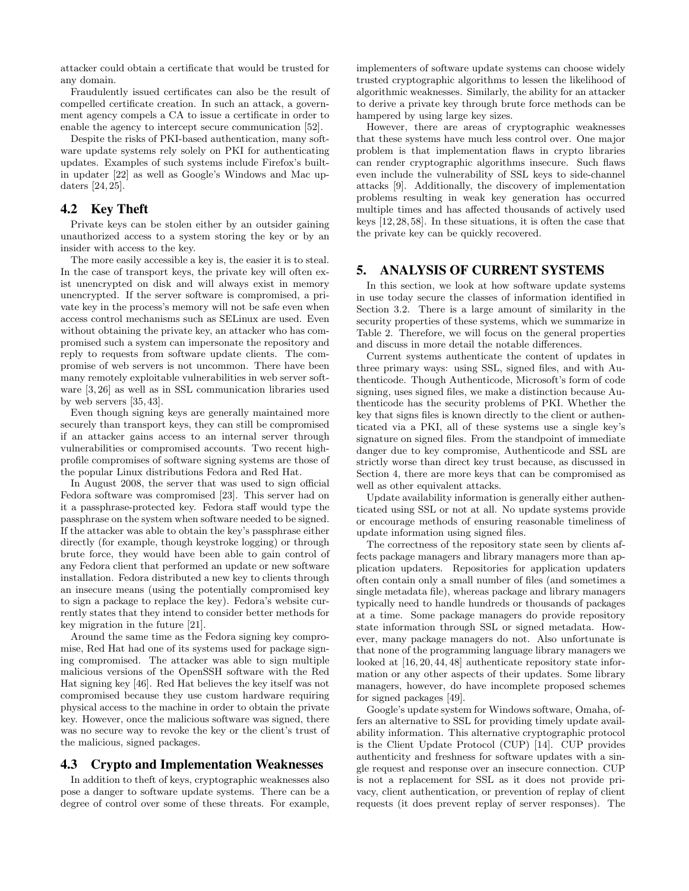attacker could obtain a certificate that would be trusted for any domain.

Fraudulently issued certificates can also be the result of compelled certificate creation. In such an attack, a government agency compels a CA to issue a certificate in order to enable the agency to intercept secure communication [52].

Despite the risks of PKI-based authentication, many software update systems rely solely on PKI for authenticating updates. Examples of such systems include Firefox's built-in updater [22] as well as Google's Windows and Mac updaters [24, 25].

## 4.2 Key Theft

Private keys can be stolen either by an outsider gaining unauthorized access to a system storing the key or by an insider with access to the key.

The more easily accessible a key is, the easier it is to steal. In the case of transport keys, the private key will often exist unencrypted on disk and will always exist in memory unencrypted. If the server software is compromised, a private key in the process's memory will not be safe even when access control mechanisms such as SELinux are used. Even without obtaining the private key, an attacker who has compromised such a system can impersonate the repository and reply to requests from software update clients. The compromise of web servers is not uncommon. There have been many remotely exploitable vulnerabilities in web server software [3, 26] as well as in SSL communication libraries used by web servers [35, 43].

Even though signing keys are generally maintained more securely than transport keys, they can still be compromised if an attacker gains access to an internal server through vulnerabilities or compromised accounts. Two recent high-profile compromises of software signing systems are those of the popular Linux distributions Fedora and Red Hat.

In August 2008, the server that was used to sign official Fedora software was compromised [23]. This server had on it a passphrase-protected key. Fedora staff would type the passphrase on the system when software needed to be signed. If the attacker was able to obtain the key's passphrase either directly (for example, though keystroke logging) or through brute force, they would have been able to gain control of any Fedora client that performed an update or new software installation. Fedora distributed a new key to clients through an insecure means (using the potentially compromised key to sign a package to replace the key). Fedora's website currently states that they intend to consider better methods for key migration in the future [21].

Around the same time as the Fedora signing key compromise, Red Hat had one of its systems used for package signing compromised. The attacker was able to sign multiple malicious versions of the OpenSSH software with the Red Hat signing key [46]. Red Hat believes the key itself was not compromised because they use custom hardware requiring physical access to the machine in order to obtain the private key. However, once the malicious software was signed, there was no secure way to revoke the key or the client's trust of the malicious, signed packages.

## 4.3 Crypto and Implementation Weaknesses

In addition to theft of keys, cryptographic weaknesses also pose a danger to software update systems. There can be a degree of control over some of these threats. For example, implementers of software update systems can choose widely trusted cryptographic algorithms to lessen the likelihood of algorithmic weaknesses. Similarly, the ability for an attacker to derive a private key through brute force methods can be hampered by using large key sizes.

However, there are areas of cryptographic weaknesses that these systems have much less control over. One major problem is that implementation flaws in crypto libraries can render cryptographic algorithms insecure. Such flaws even include the vulnerability of SSL keys to side-channel attacks [9]. Additionally, the discovery of implementation problems resulting in weak key generation has occurred multiple times and has affected thousands of actively used keys [12, 28, 58]. In these situations, it is often the case that the private key can be quickly recovered.

# 5. ANALYSIS OF CURRENT SYSTEMS

In this section, we look at how software update systems in use today secure the classes of information identified in Section 3.2. There is a large amount of similarity in the security properties of these systems, which we summarize in Table 2. Therefore, we will focus on the general properties and discuss in more detail the notable differences.

Current systems authenticate the content of updates in three primary ways: using SSL, signed files, and with Authenticode. Though Authenticode, Microsoft's form of code signing, uses signed files, we make a distinction because Authenticode has the security problems of PKI. Whether the key that signs files is known directly to the client or authenticated via a PKI, all of these systems use a single key's signature on signed files. From the standpoint of immediate danger due to key compromise, Authenticode and SSL are strictly worse than direct key trust because, as discussed in Section 4, there are more keys that can be compromised as well as other equivalent attacks.

Update availability information is generally either authenticated using SSL or not at all. No update systems provide or encourage methods of ensuring reasonable timeliness of update information using signed files.

The correctness of the repository state seen by clients affects package managers and library managers more than application updaters. Repositories for application updaters often contain only a small number of files (and sometimes a single metadata file), whereas package and library managers typically need to handle hundreds or thousands of packages at a time. Some package managers do provide repository state information through SSL or signed metadata. However, many package managers do not. Also unfortunate is that none of the programming language library managers we looked at [16, 20, 44, 48] authenticate repository state information or any other aspects of their updates. Some library managers, however, do have incomplete proposed schemes for signed packages [49].

Google's update system for Windows software, Omaha, offers an alternative to SSL for providing timely update availability information. This alternative cryptographic protocol is the Client Update Protocol (CUP) [14]. CUP provides authenticity and freshness for software updates with a single request and response over an insecure connection. CUP is not a replacement for SSL as it does not provide privacy, client authentication, or prevention of replay of client requests (it does prevent replay of server responses). The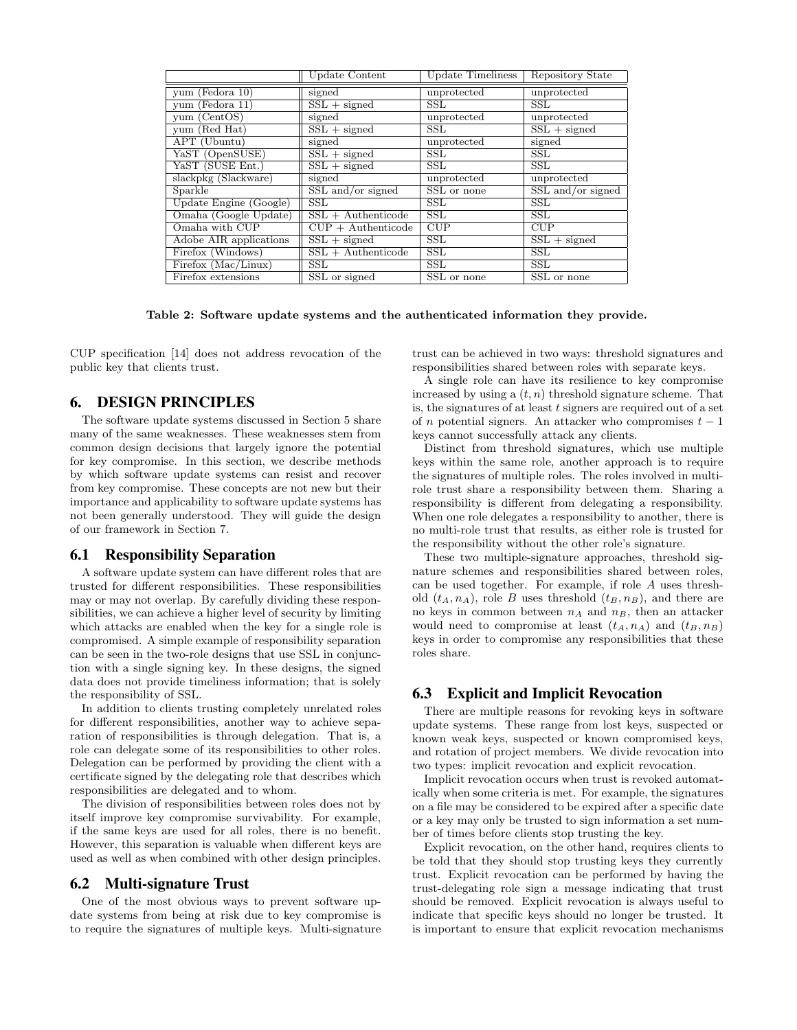|  | Update Content | Update Timeliness | Repository State |
|---|---|---|---|
| yum (Fedora 10) | signed | unprotected | unprotected |
| yum (Fedora 11) | SSL + signed | SSL | SSL |
| yum (CentOS) | signed | unprotected | unprotected |
| yum (Red Hat) | SSL + signed | SSL | SSL + signed |
| APT (Ubuntu) | signed | unprotected | signed |
| YaST (OpenSUSE) | SSL + signed | SSL | SSL |
| YaST (SUSE Ent.) | SSL + signed | SSL | SSL |
| slackpkg (Slackware) | signed | unprotected | unprotected |
| Sparkle | SSL and/or signed | SSL or none | SSL and/or signed |
| Update Engine (Google) | SSL | SSL | SSL |
| Omaha (Google Update) | SSL + Authenticode | SSL | SSL |
| Omaha with CUP | CUP + Authenticode | CUP | CUP |
| Adobe AIR applications | SSL + signed | SSL | SSL + signed |
| Firefox (Windows) | SSL + Authenticode | SSL | SSL |
| Firefox (Mac/Linux) | SSL | SSL | SSL |
| Firefox extensions | SSL or signed | SSL or none | SSL or none |

**Table 2: Software update systems and the authenticated information they provide.**

CUP specification [14] does not address revocation of the public key that clients trust.

# 6. DESIGN PRINCIPLES

The software update systems discussed in Section 5 share many of the same weaknesses. These weaknesses stem from common design decisions that largely ignore the potential for key compromise. In this section, we describe methods by which software update systems can resist and recover from key compromise. These concepts are not new but their importance and applicability to software update systems has not been generally understood. They will guide the design of our framework in Section 7.

## 6.1 Responsibility Separation

A software update system can have different roles that are trusted for different responsibilities. These responsibilities may or may not overlap. By carefully dividing these responsibilities, we can achieve a higher level of security by limiting which attacks are enabled when the key for a single role is compromised. A simple example of responsibility separation can be seen in the two-role designs that use SSL in conjunction with a single signing key. In these designs, the signed data does not provide timeliness information; that is solely the responsibility of SSL.

In addition to clients trusting completely unrelated roles for different responsibilities, another way to achieve separation of responsibilities is through delegation. That is, a role can delegate some of its responsibilities to other roles. Delegation can be performed by providing the client with a certificate signed by the delegating role that describes which responsibilities are delegated and to whom.

The division of responsibilities between roles does not by itself improve key compromise survivability. For example, if the same keys are used for all roles, there is no benefit. However, this separation is valuable when different keys are used as well as when combined with other design principles.

## 6.2 Multi-signature Trust

One of the most obvious ways to prevent software update systems from being at risk due to key compromise is to require the signatures of multiple keys. Multi-signature trust can be achieved in two ways: threshold signatures and responsibilities shared between roles with separate keys.

A single role can have its resilience to key compromise increased by using a $(t, n)$ threshold signature scheme. That is, the signatures of at least $t$ signers are required out of a set of $n$ potential signers. An attacker who compromises $t - 1$ keys cannot successfully attack any clients.

Distinct from threshold signatures, which use multiple keys within the same role, another approach is to require the signatures of multiple roles. The roles involved in multi-role trust share a responsibility between them. Sharing a responsibility is different from delegating a responsibility. When one role delegates a responsibility to another, there is no multi-role trust that results, as either role is trusted for the responsibility without the other role's signature.

These two multiple-signature approaches, threshold signature schemes and responsibilities shared between roles, can be used together. For example, if role $A$ uses threshold $(t_A, n_A)$, role $B$ uses threshold $(t_B, n_B)$, and there are no keys in common between $n_A$ and $n_B$, then an attacker would need to compromise at least $(t_A, n_A)$ and $(t_B, n_B)$ keys in order to compromise any responsibilities that these roles share.

## 6.3 Explicit and Implicit Revocation

There are multiple reasons for revoking keys in software update systems. These range from lost keys, suspected or known weak keys, suspected or known compromised keys, and rotation of project members. We divide revocation into two types: implicit revocation and explicit revocation.

Implicit revocation occurs when trust is revoked automatically when some criteria is met. For example, the signatures on a file may be considered to be expired after a specific date or a key may only be trusted to sign information a set number of times before clients stop trusting the key.

Explicit revocation, on the other hand, requires clients to be told that they should stop trusting keys they currently trust. Explicit revocation can be performed by having the trust-delegating role sign a message indicating that trust should be removed. Explicit revocation is always useful to indicate that specific keys should no longer be trusted. It is important to ensure that explicit revocation mechanisms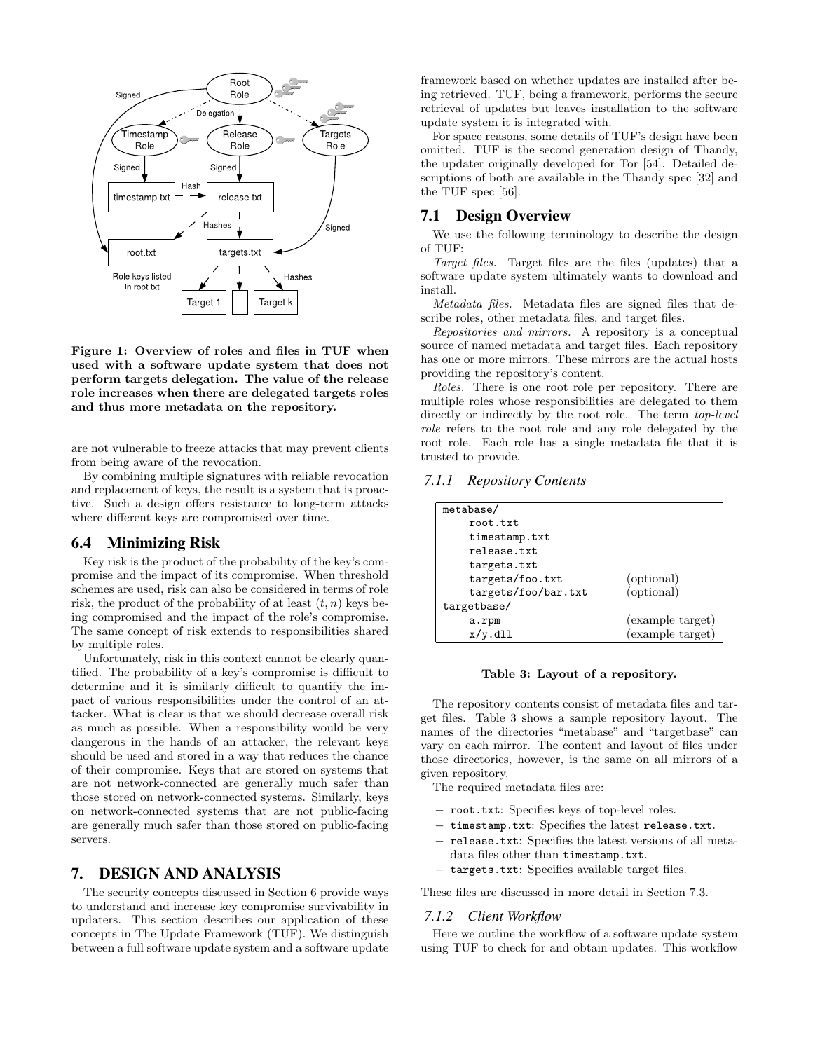Figure 1: Overview of roles and files in TUF when used with a software update system that does not perform targets delegation. The value of the release role increases when there are delegated targets roles and thus more metadata on the repository.

are not vulnerable to freeze attacks that may prevent clients from being aware of the revocation.

By combining multiple signatures with reliable revocation and replacement of keys, the result is a system that is proactive. Such a design offers resistance to long-term attacks where different keys are compromised over time.

## 6.4 Minimizing Risk

Key risk is the product of the probability of the key's compromise and the impact of its compromise. When threshold schemes are used, risk can also be considered in terms of role risk, the product of the probability of at least $(t, n)$ keys being compromised and the impact of the role's compromise. The same concept of risk extends to responsibilities shared by multiple roles.

Unfortunately, risk in this context cannot be clearly quantified. The probability of a key's compromise is difficult to determine and it is similarly difficult to quantify the impact of various responsibilities under the control of an attacker. What is clear is that we should decrease overall risk as much as possible. When a responsibility would be very dangerous in the hands of an attacker, the relevant keys should be used and stored in a way that reduces the chance of their compromise. Keys that are stored on systems that are not network-connected are generally much safer than those stored on network-connected systems. Similarly, keys on network-connected systems that are not public-facing are generally much safer than those stored on public-facing servers.

# 7. DESIGN AND ANALYSIS

The security concepts discussed in Section 6 provide ways to understand and increase key compromise survivability in updaters. This section describes our application of these concepts in The Update Framework (TUF). We distinguish between a full software update system and a software update framework based on whether updates are installed after being retrieved. TUF, being a framework, performs the secure retrieval of updates but leaves installation to the software update system it is integrated with.

For space reasons, some details of TUF's design have been omitted. TUF is the second generation design of Thandy, the updater originally developed for Tor [54]. Detailed descriptions of both are available in the Thandy spec [32] and the TUF spec [56].

## 7.1 Design Overview

We use the following terminology to describe the design of TUF:

*Target files.* Target files are the files (updates) that a software update system ultimately wants to download and install.

*Metadata files.* Metadata files are signed files that describe roles, other metadata files, and target files.

*Repositories and mirrors.* A repository is a conceptual source of named metadata and target files. Each repository has one or more mirrors. These mirrors are the actual hosts providing the repository's content.

*Roles.* There is one root role per repository. There are multiple roles whose responsibilities are delegated to them directly or indirectly by the root role. The term *top-level role* refers to the root role and any role delegated by the root role. Each role has a single metadata file that it is trusted to provide.

### 7.1.1 Repository Contents

| | |
|---|---|
| metabase/ | |
| root.txt | |
| timestamp.txt | |
| release.txt | |
| targets.txt | |
| targets/foo.txt | (optional) |
| targets/foo/bar.txt | (optional) |
| targetbase/ | |
| a.rpm | (example target) |
| x/y.dll | (example target) |

**Table 3: Layout of a repository.**

The repository contents consist of metadata files and target files. Table 3 shows a sample repository layout. The names of the directories "metabase" and "targetbase" can vary on each mirror. The content and layout of files under those directories, however, is the same on all mirrors of a given repository.

The required metadata files are:

- `root.txt`: Specifies keys of top-level roles.
- `timestamp.txt`: Specifies the latest `release.txt`.
- `release.txt`: Specifies the latest versions of all metadata files other than `timestamp.txt`.
- `targets.txt`: Specifies available target files.

These files are discussed in more detail in Section 7.3.

### 7.1.2 Client Workflow

Here we outline the workflow of a software update system using TUF to check for and obtain updates. This workflow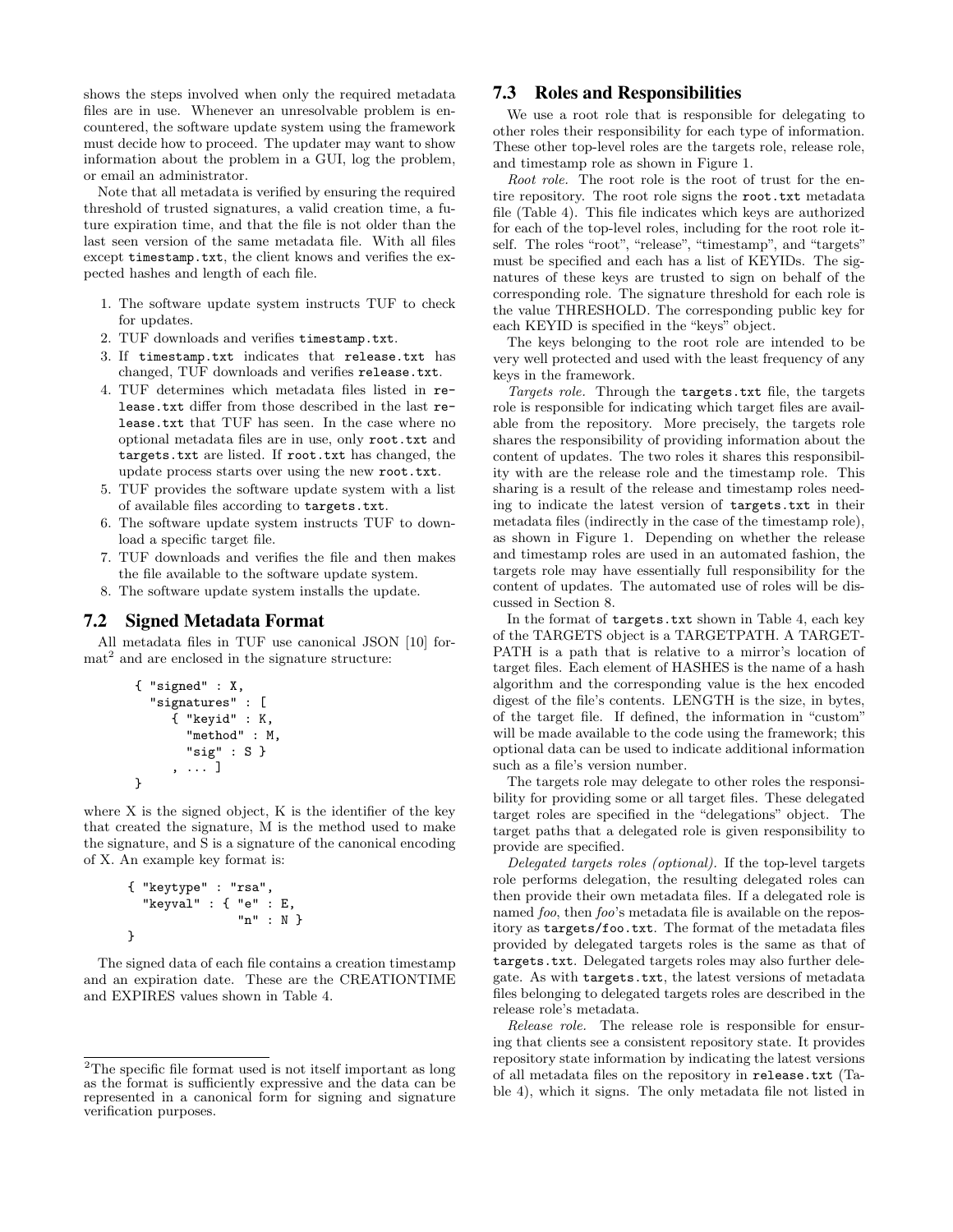shows the steps involved when only the required metadata files are in use. Whenever an unresolvable problem is encountered, the software update system using the framework must decide how to proceed. The updater may want to show information about the problem in a GUI, log the problem, or email an administrator.

Note that all metadata is verified by ensuring the required threshold of trusted signatures, a valid creation time, a future expiration time, and that the file is not older than the last seen version of the same metadata file. With all files except `timestamp.txt`, the client knows and verifies the expected hashes and length of each file.

1. The software update system instructs TUF to check for updates.
2. TUF downloads and verifies `timestamp.txt`.
3. If `timestamp.txt` indicates that `release.txt` has changed, TUF downloads and verifies `release.txt`.
4. TUF determines which metadata files listed in `release.txt` differ from those described in the last `release.txt` that TUF has seen. In the case where no optional metadata files are in use, only `root.txt` and `targets.txt` are listed. If `root.txt` has changed, the update process starts over using the new `root.txt`.
5. TUF provides the software update system with a list of available files according to `targets.txt`.
6. The software update system instructs TUF to download a specific target file.
7. TUF downloads and verifies the file and then makes the file available to the software update system.
8. The software update system installs the update.

## 7.2 Signed Metadata Format

All metadata files in TUF use canonical JSON [10] format[2] and are enclosed in the signature structure:

```
{ "signed" : X,
  "signatures" : [
     { "keyid" : K,
       "method" : M,
       "sig" : S }
     , ... ]
}
```

where X is the signed object, K is the identifier of the key that created the signature, M is the method used to make the signature, and S is a signature of the canonical encoding of X. An example key format is:

```
{ "keytype" : "rsa",
  "keyval" : { "e" : E,
               "n" : N }
}
```

The signed data of each file contains a creation timestamp and an expiration date. These are the CREATIONTIME and EXPIRES values shown in Table 4.

[2]The specific file format used is not itself important as long as the format is sufficiently expressive and the data can be represented in a canonical form for signing and signature verification purposes.

## 7.3 Roles and Responsibilities

We use a root role that is responsible for delegating to other roles their responsibility for each type of information. These other top-level roles are the targets role, release role, and timestamp role as shown in Figure 1.

*Root role.* The root role is the root of trust for the entire repository. The root role signs the `root.txt` metadata file (Table 4). This file indicates which keys are authorized for each of the top-level roles, including for the root role itself. The roles "root", "release", "timestamp", and "targets" must be specified and each has a list of KEYIDs. The signatures of these keys are trusted to sign on behalf of the corresponding role. The signature threshold for each role is the value THRESHOLD. The corresponding public key for each KEYID is specified in the "keys" object.

The keys belonging to the root role are intended to be very well protected and used with the least frequency of any keys in the framework.

*Targets role.* Through the `targets.txt` file, the targets role is responsible for indicating which target files are available from the repository. More precisely, the targets role shares the responsibility of providing information about the content of updates. The two roles it shares this responsibility with are the release role and the timestamp role. This sharing is a result of the release and timestamp roles needing to indicate the latest version of `targets.txt` in their metadata files (indirectly in the case of the timestamp role), as shown in Figure 1. Depending on whether the release and timestamp roles are used in an automated fashion, the targets role may have essentially full responsibility for the content of updates. The automated use of roles will be discussed in Section 8.

In the format of `targets.txt` shown in Table 4, each key of the TARGETS object is a TARGETPATH. A TARGETPATH is a path that is relative to a mirror's location of target files. Each element of HASHES is the name of a hash algorithm and the corresponding value is the hex encoded digest of the file's contents. LENGTH is the size, in bytes, of the target file. If defined, the information in "custom" will be made available to the code using the framework; this optional data can be used to indicate additional information such as a file's version number.

The targets role may delegate to other roles the responsibility for providing some or all target files. These delegated target roles are specified in the "delegations" object. The target paths that a delegated role is given responsibility to provide are specified.

*Delegated targets roles (optional).* If the top-level targets role performs delegation, the resulting delegated roles can then provide their own metadata files. If a delegated role is named *foo*, then *foo*'s metadata file is available on the repository as `targets/foo.txt`. The format of the metadata files provided by delegated targets roles is the same as that of `targets.txt`. Delegated targets roles may also further delegate. As with `targets.txt`, the latest versions of metadata files belonging to delegated targets roles are described in the release role's metadata.

*Release role.* The release role is responsible for ensuring that clients see a consistent repository state. It provides repository state information by indicating the latest versions of all metadata files on the repository in `release.txt` (Table 4), which it signs. The only metadata file not listed in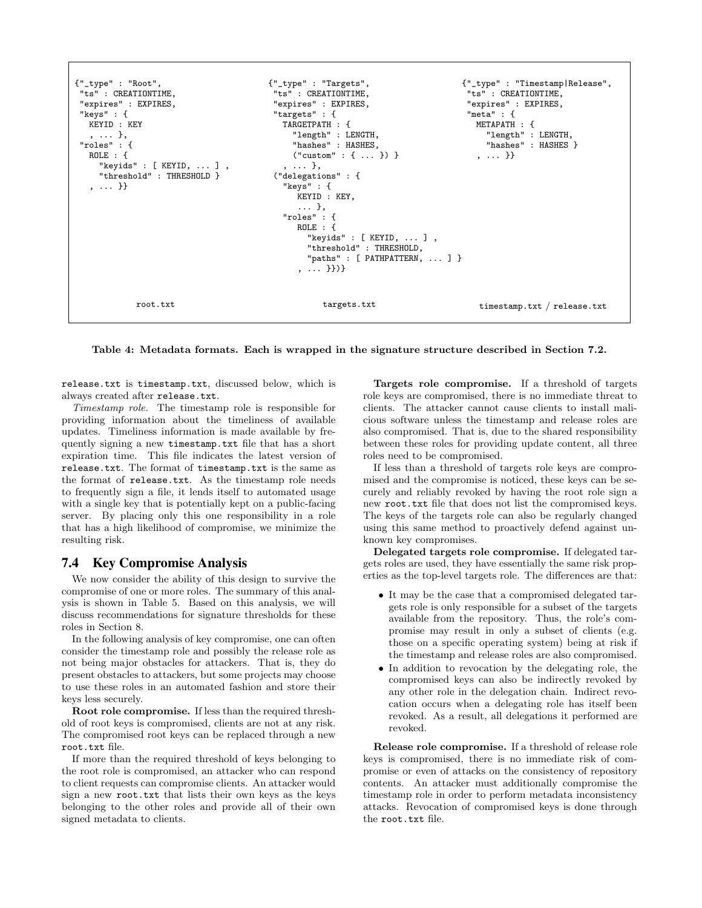```
{"_type" : "Root",
 "ts" : CREATIONTIME,
 "expires" : EXPIRES,
 "keys" : {
   KEYID : KEY
   , ... },
 "roles" : {
   ROLE : {
     "keyids" : [ KEYID, ... ] ,
     "threshold" : THRESHOLD }
   , ... }}
```

root.txt

```
{"_type" : "Targets",
 "ts" : CREATIONTIME,
 "expires" : EXPIRES,
 "targets" : {
   TARGETPATH : {
     "length" : LENGTH,
     "hashes" : HASHES,
     ("custom" : { ... }) }
   , ... },
 ("delegations" : {
   "keys" : {
     KEYID : KEY,
     ... },
   "roles" : {
     ROLE : {
       "keyids" : [ KEYID, ... ] ,
       "threshold" : THRESHOLD,
       "paths" : [ PATHPATTERN, ... ] }
     , ... }})}
```

targets.txt

```
{"_type" : "Timestamp|Release",
 "ts" : CREATIONTIME,
 "expires" : EXPIRES,
 "meta" : {
   METAPATH : {
     "length" : LENGTH,
     "hashes" : HASHES }
   , ... }}
```

timestamp.txt / release.txt

**Table 4: Metadata formats. Each is wrapped in the signature structure described in Section 7.2.**

release.txt is timestamp.txt, discussed below, which is always created after release.txt.

*Timestamp role.* The timestamp role is responsible for providing information about the timeliness of available updates. Timeliness information is made available by frequently signing a new timestamp.txt file that has a short expiration time. This file indicates the latest version of release.txt. The format of timestamp.txt is the same as the format of release.txt. As the timestamp role needs to frequently sign a file, it lends itself to automated usage with a single key that is potentially kept on a public-facing server. By placing only this one responsibility in a role that has a high likelihood of compromise, we minimize the resulting risk.

## 7.4 Key Compromise Analysis

We now consider the ability of this design to survive the compromise of one or more roles. The summary of this analysis is shown in Table 5. Based on this analysis, we will discuss recommendations for signature thresholds for these roles in Section 8.

In the following analysis of key compromise, one can often consider the timestamp role and possibly the release role as not being major obstacles for attackers. That is, they do present obstacles to attackers, but some projects may choose to use these roles in an automated fashion and store their keys less securely.

**Root role compromise.** If less than the required threshold of root keys is compromised, clients are not at any risk. The compromised root keys can be replaced through a new root.txt file.

If more than the required threshold of keys belonging to the root role is compromised, an attacker who can respond to client requests can compromise clients. An attacker would sign a new root.txt that lists their own keys as the keys belonging to the other roles and provide all of their own signed metadata to clients.

**Targets role compromise.** If a threshold of targets role keys are compromised, there is no immediate threat to clients. The attacker cannot cause clients to install malicious software unless the timestamp and release roles are also compromised. That is, due to the shared responsibility between these roles for providing update content, all three roles need to be compromised.

If less than a threshold of targets role keys are compromised and the compromise is noticed, these keys can be securely and reliably revoked by having the root role sign a new root.txt file that does not list the compromised keys. The keys of the targets role can also be regularly changed using this same method to proactively defend against unknown key compromises.

**Delegated targets role compromise.** If delegated targets roles are used, they have essentially the same risk properties as the top-level targets role. The differences are that:

- It may be the case that a compromised delegated targets role is only responsible for a subset of the targets available from the repository. Thus, the role's compromise may result in only a subset of clients (e.g. those on a specific operating system) being at risk if the timestamp and release roles are also compromised.
- In addition to revocation by the delegating role, the compromised keys can also be indirectly revoked by any other role in the delegation chain. Indirect revocation occurs when a delegating role has itself been revoked. As a result, all delegations it performed are revoked.

**Release role compromise.** If a threshold of release role keys is compromised, there is no immediate risk of compromise or even of attacks on the consistency of repository contents. An attacker must additionally compromise the timestamp role in order to perform metadata inconsistency attacks. Revocation of compromised keys is done through the root.txt file.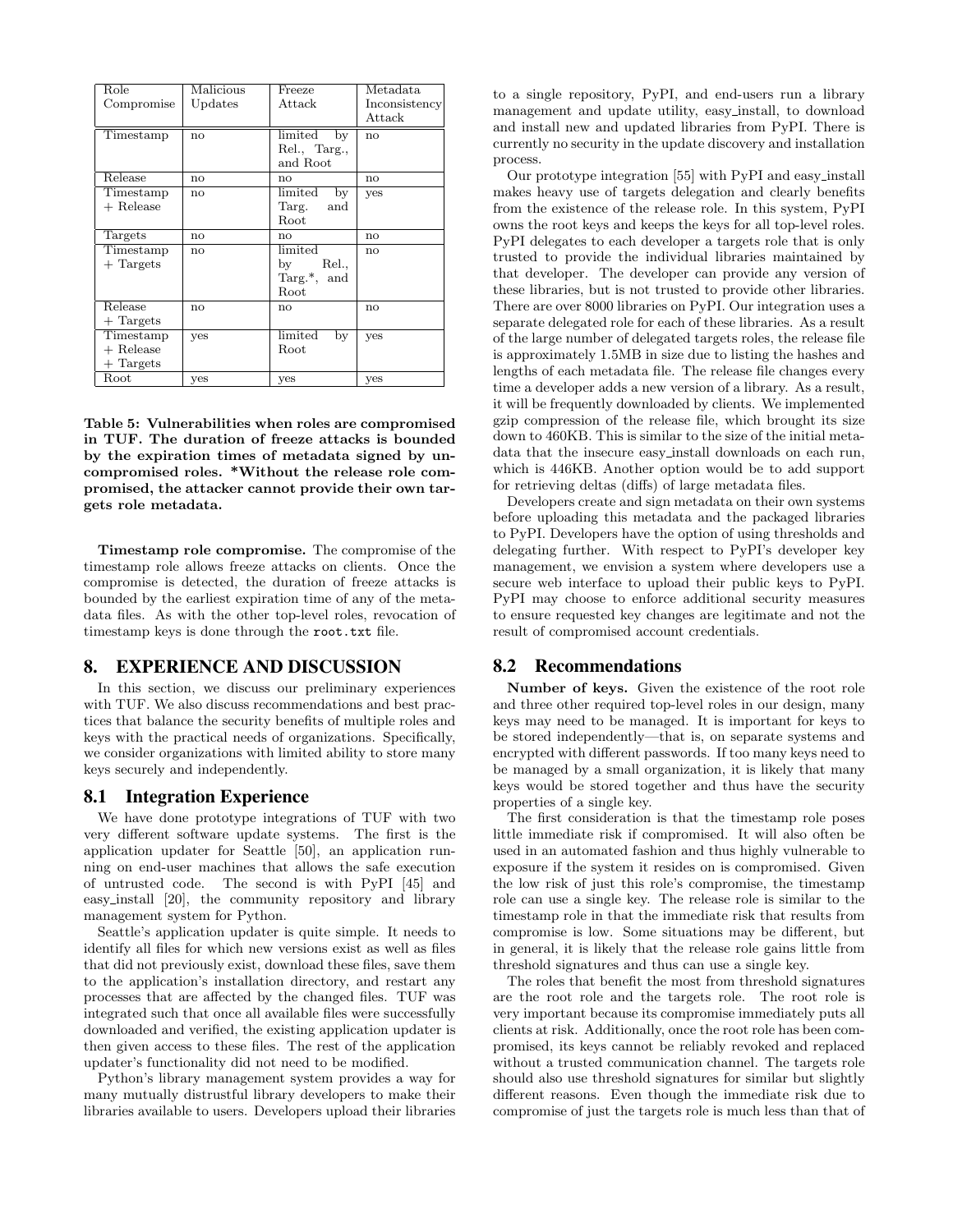| Role Compromise | Malicious Updates | Freeze Attack | Metadata Inconsistency Attack |
|---|---|---|---|
| Timestamp | no | limited by Rel., Targ., and Root | no |
| Release | no | no | no |
| Timestamp + Release | no | limited by Targ. and Root | yes |
| Targets | no | no | no |
| Timestamp + Targets | no | limited by Rel., Targ.*, and Root | no |
| Release + Targets | no | no | no |
| Timestamp + Release + Targets | yes | limited by Root | yes |
| Root | yes | yes | yes |

**Table 5: Vulnerabilities when roles are compromised in TUF. The duration of freeze attacks is bounded by the expiration times of metadata signed by uncompromised roles. *Without the release role compromised, the attacker cannot provide their own targets role metadata.**

**Timestamp role compromise.** The compromise of the timestamp role allows freeze attacks on clients. Once the compromise is detected, the duration of freeze attacks is bounded by the earliest expiration time of any of the metadata files. As with the other top-level roles, revocation of timestamp keys is done through the `root.txt` file.

# 8. EXPERIENCE AND DISCUSSION

In this section, we discuss our preliminary experiences with TUF. We also discuss recommendations and best practices that balance the security benefits of multiple roles and keys with the practical needs of organizations. Specifically, we consider organizations with limited ability to store many keys securely and independently.

## 8.1 Integration Experience

We have done prototype integrations of TUF with two very different software update systems. The first is the application updater for Seattle [50], an application running on end-user machines that allows the safe execution of untrusted code. The second is with PyPI [45] and easy_install [20], the community repository and library management system for Python.

Seattle's application updater is quite simple. It needs to identify all files for which new versions exist as well as files that did not previously exist, download these files, save them to the application's installation directory, and restart any processes that are affected by the changed files. TUF was integrated such that once all available files were successfully downloaded and verified, the existing application updater is then given access to these files. The rest of the application updater's functionality did not need to be modified.

Python's library management system provides a way for many mutually distrustful library developers to make their libraries available to users. Developers upload their libraries to a single repository, PyPI, and end-users run a library management and update utility, easy_install, to download and install new and updated libraries from PyPI. There is currently no security in the update discovery and installation process.

Our prototype integration [55] with PyPI and easy_install makes heavy use of targets delegation and clearly benefits from the existence of the release role. In this system, PyPI owns the root keys and keeps the keys for all top-level roles. PyPI delegates to each developer a targets role that is only trusted to provide the individual libraries maintained by that developer. The developer can provide any version of these libraries, but is not trusted to provide other libraries. There are over 8000 libraries on PyPI. Our integration uses a separate delegated role for each of these libraries. As a result of the large number of delegated targets roles, the release file is approximately 1.5MB in size due to listing the hashes and lengths of each metadata file. The release file changes every time a developer adds a new version of a library. As a result, it will be frequently downloaded by clients. We implemented gzip compression of the release file, which brought its size down to 460KB. This is similar to the size of the initial metadata that the insecure easy_install downloads on each run, which is 446KB. Another option would be to add support for retrieving deltas (diffs) of large metadata files.

Developers create and sign metadata on their own systems before uploading this metadata and the packaged libraries to PyPI. Developers have the option of using thresholds and delegating further. With respect to PyPI's developer key management, we envision a system where developers use a secure web interface to upload their public keys to PyPI. PyPI may choose to enforce additional security measures to ensure requested key changes are legitimate and not the result of compromised account credentials.

## 8.2 Recommendations

**Number of keys.** Given the existence of the root role and three other required top-level roles in our design, many keys may need to be managed. It is important for keys to be stored independently—that is, on separate systems and encrypted with different passwords. If too many keys need to be managed by a small organization, it is likely that many keys would be stored together and thus have the security properties of a single key.

The first consideration is that the timestamp role poses little immediate risk if compromised. It will also often be used in an automated fashion and thus highly vulnerable to exposure if the system it resides on is compromised. Given the low risk of just this role's compromise, the timestamp role can use a single key. The release role is similar to the timestamp role in that the immediate risk that results from compromise is low. Some situations may be different, but in general, it is likely that the release role gains little from threshold signatures and thus can use a single key.

The roles that benefit the most from threshold signatures are the root role and the targets role. The root role is very important because its compromise immediately puts all clients at risk. Additionally, once the root role has been compromised, its keys cannot be reliably revoked and replaced without a trusted communication channel. The targets role should also use threshold signatures for similar but slightly different reasons. Even though the immediate risk due to compromise of just the targets role is much less than that of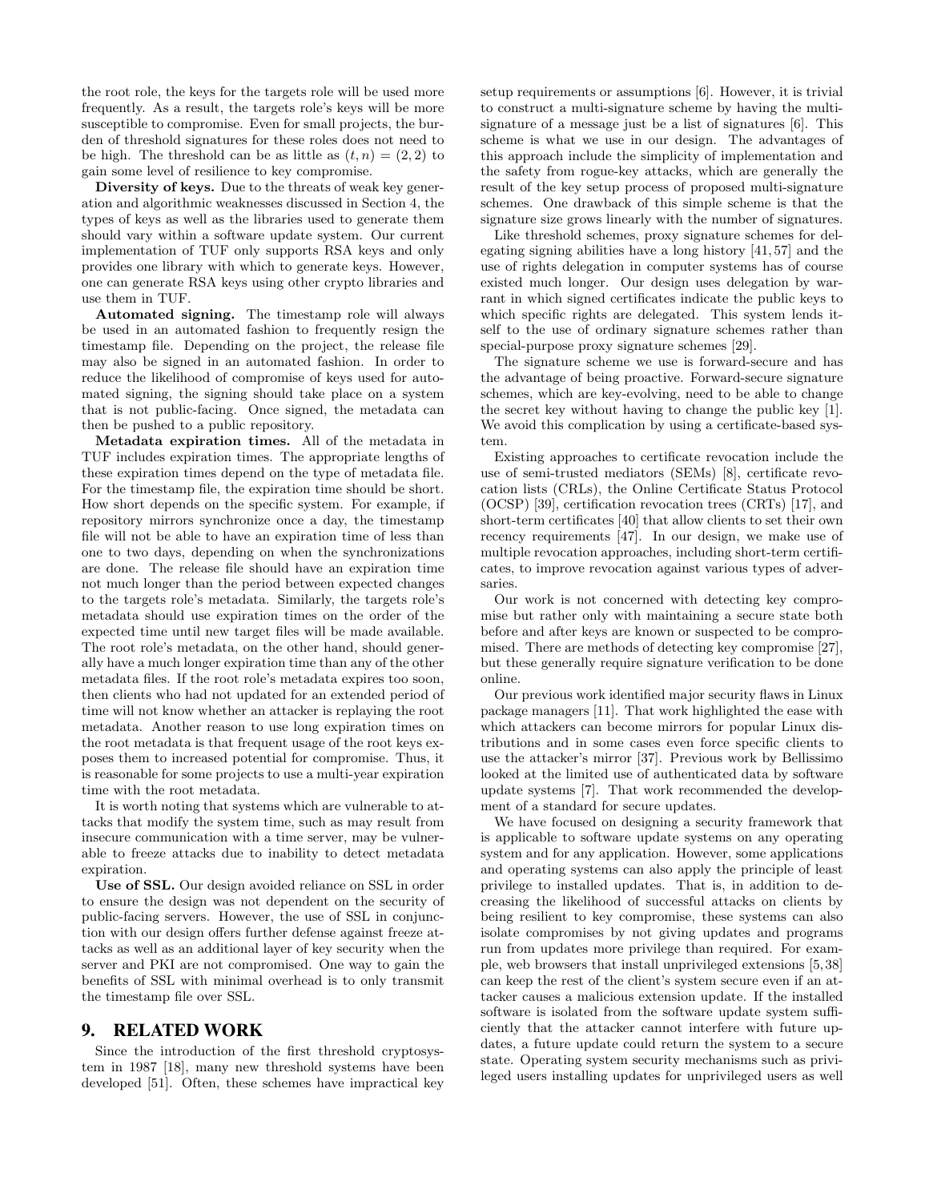the root role, the keys for the targets role will be used more frequently. As a result, the targets role's keys will be more susceptible to compromise. Even for small projects, the burden of threshold signatures for these roles does not need to be high. The threshold can be as little as $(t, n) = (2, 2)$ to gain some level of resilience to key compromise.

**Diversity of keys.** Due to the threats of weak key generation and algorithmic weaknesses discussed in Section 4, the types of keys as well as the libraries used to generate them should vary within a software update system. Our current implementation of TUF only supports RSA keys and only provides one library with which to generate keys. However, one can generate RSA keys using other crypto libraries and use them in TUF.

**Automated signing.** The timestamp role will always be used in an automated fashion to frequently resign the timestamp file. Depending on the project, the release file may also be signed in an automated fashion. In order to reduce the likelihood of compromise of keys used for automated signing, the signing should take place on a system that is not public-facing. Once signed, the metadata can then be pushed to a public repository.

**Metadata expiration times.** All of the metadata in TUF includes expiration times. The appropriate lengths of these expiration times depend on the type of metadata file. For the timestamp file, the expiration time should be short. How short depends on the specific system. For example, if repository mirrors synchronize once a day, the timestamp file will not be able to have an expiration time of less than one to two days, depending on when the synchronizations are done. The release file should have an expiration time not much longer than the period between expected changes to the targets role's metadata. Similarly, the targets role's metadata should use expiration times on the order of the expected time until new target files will be made available. The root role's metadata, on the other hand, should generally have a much longer expiration time than any of the other metadata files. If the root role's metadata expires too soon, then clients who had not updated for an extended period of time will not know whether an attacker is replaying the root metadata. Another reason to use long expiration times on the root metadata is that frequent usage of the root keys exposes them to increased potential for compromise. Thus, it is reasonable for some projects to use a multi-year expiration time with the root metadata.

It is worth noting that systems which are vulnerable to attacks that modify the system time, such as may result from insecure communication with a time server, may be vulnerable to freeze attacks due to inability to detect metadata expiration.

**Use of SSL.** Our design avoided reliance on SSL in order to ensure the design was not dependent on the security of public-facing servers. However, the use of SSL in conjunction with our design offers further defense against freeze attacks as well as an additional layer of key security when the server and PKI are not compromised. One way to gain the benefits of SSL with minimal overhead is to only transmit the timestamp file over SSL.

## 9. RELATED WORK

Since the introduction of the first threshold cryptosystem in 1987 [18], many new threshold systems have been developed [51]. Often, these schemes have impractical key setup requirements or assumptions [6]. However, it is trivial to construct a multi-signature scheme by having the multi-signature of a message just be a list of signatures [6]. This scheme is what we use in our design. The advantages of this approach include the simplicity of implementation and the safety from rogue-key attacks, which are generally the result of the key setup process of proposed multi-signature schemes. One drawback of this simple scheme is that the signature size grows linearly with the number of signatures.

Like threshold schemes, proxy signature schemes for delegating signing abilities have a long history [41, 57] and the use of rights delegation in computer systems has of course existed much longer. Our design uses delegation by warrant in which signed certificates indicate the public keys to which specific rights are delegated. This system lends itself to the use of ordinary signature schemes rather than special-purpose proxy signature schemes [29].

The signature scheme we use is forward-secure and has the advantage of being proactive. Forward-secure signature schemes, which are key-evolving, need to be able to change the secret key without having to change the public key [1]. We avoid this complication by using a certificate-based system.

Existing approaches to certificate revocation include the use of semi-trusted mediators (SEMs) [8], certificate revocation lists (CRLs), the Online Certificate Status Protocol (OCSP) [39], certification revocation trees (CRTs) [17], and short-term certificates [40] that allow clients to set their own recency requirements [47]. In our design, we make use of multiple revocation approaches, including short-term certificates, to improve revocation against various types of adversaries.

Our work is not concerned with detecting key compromise but rather only with maintaining a secure state both before and after keys are known or suspected to be compromised. There are methods of detecting key compromise [27], but these generally require signature verification to be done online.

Our previous work identified major security flaws in Linux package managers [11]. That work highlighted the ease with which attackers can become mirrors for popular Linux distributions and in some cases even force specific clients to use the attacker's mirror [37]. Previous work by Bellissimo looked at the limited use of authenticated data by software update systems [7]. That work recommended the development of a standard for secure updates.

We have focused on designing a security framework that is applicable to software update systems on any operating system and for any application. However, some applications and operating systems can also apply the principle of least privilege to installed updates. That is, in addition to decreasing the likelihood of successful attacks on clients by being resilient to key compromise, these systems can also isolate compromises by not giving updates and programs run from updates more privilege than required. For example, web browsers that install unprivileged extensions [5, 38] can keep the rest of the client's system secure even if an attacker causes a malicious extension update. If the installed software is isolated from the software update system sufficiently that the attacker cannot interfere with future updates, a future update could return the system to a secure state. Operating system security mechanisms such as privileged users installing updates for unprivileged users as well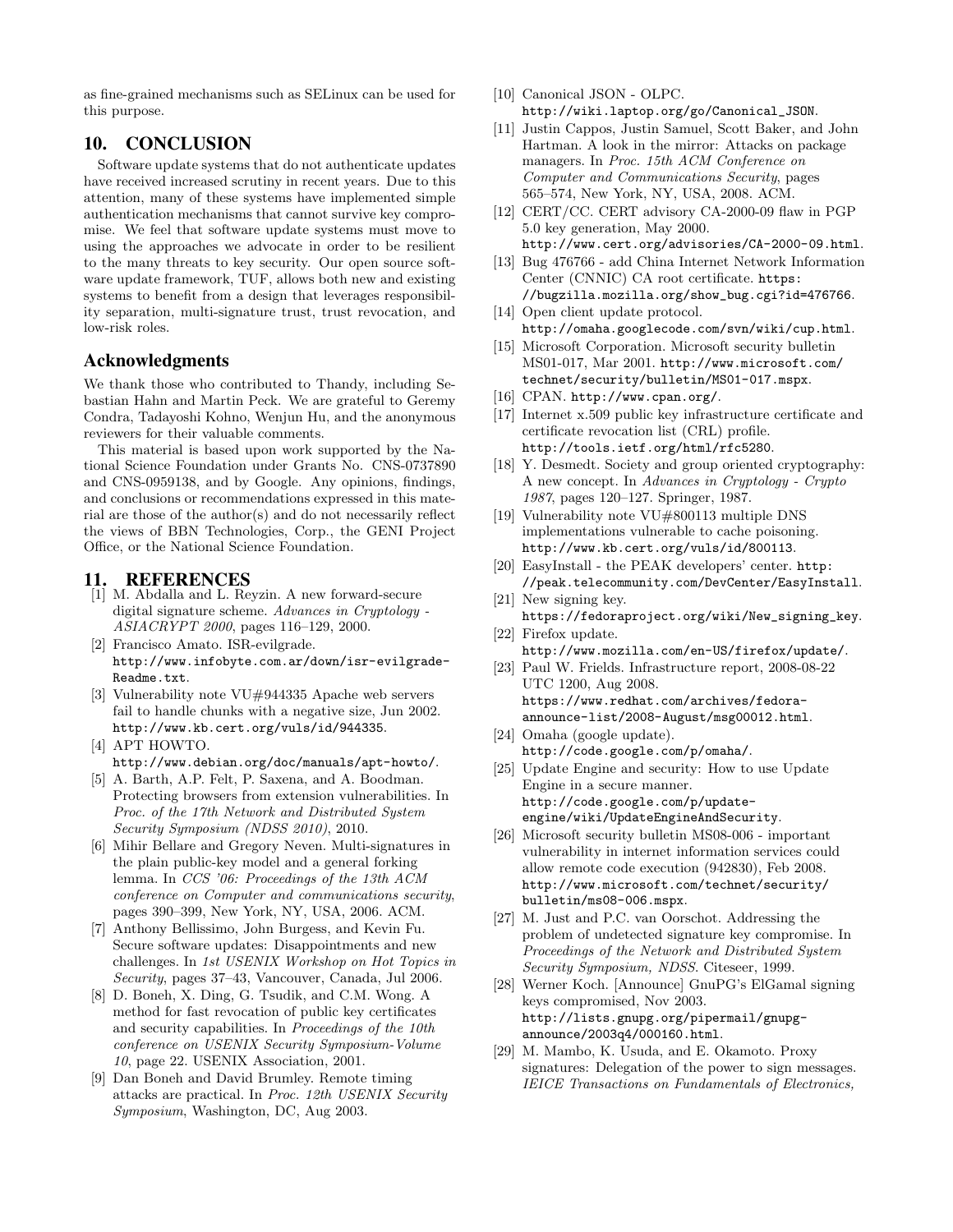as fine-grained mechanisms such as SELinux can be used for this purpose.

## 10. CONCLUSION

Software update systems that do not authenticate updates have received increased scrutiny in recent years. Due to this attention, many of these systems have implemented simple authentication mechanisms that cannot survive key compromise. We feel that software update systems must move to using the approaches we advocate in order to be resilient to the many threats to key security. Our open source software update framework, TUF, allows both new and existing systems to benefit from a design that leverages responsibility separation, multi-signature trust, trust revocation, and low-risk roles.

## Acknowledgments

We thank those who contributed to Thandy, including Sebastian Hahn and Martin Peck. We are grateful to Geremy Condra, Tadayoshi Kohno, Wenjun Hu, and the anonymous reviewers for their valuable comments.

This material is based upon work supported by the National Science Foundation under Grants No. CNS-0737890 and CNS-0959138, and by Google. Any opinions, findings, and conclusions or recommendations expressed in this material are those of the author(s) and do not necessarily reflect the views of BBN Technologies, Corp., the GENI Project Office, or the National Science Foundation.

## 11. REFERENCES

[1] M. Abdalla and L. Reyzin. A new forward-secure digital signature scheme. *Advances in Cryptology - ASIACRYPT 2000*, pages 116–129, 2000.

[2] Francisco Amato. ISR-evilgrade. http://www.infobyte.com.ar/down/isr-evilgrade-Readme.txt.

[3] Vulnerability note VU#944335 Apache web servers fail to handle chunks with a negative size, Jun 2002. http://www.kb.cert.org/vuls/id/944335.

[4] APT HOWTO. http://www.debian.org/doc/manuals/apt-howto/.

[5] A. Barth, A.P. Felt, P. Saxena, and A. Boodman. Protecting browsers from extension vulnerabilities. In *Proc. of the 17th Network and Distributed System Security Symposium (NDSS 2010)*, 2010.

[6] Mihir Bellare and Gregory Neven. Multi-signatures in the plain public-key model and a general forking lemma. In *CCS '06: Proceedings of the 13th ACM conference on Computer and communications security*, pages 390–399, New York, NY, USA, 2006. ACM.

[7] Anthony Bellissimo, John Burgess, and Kevin Fu. Secure software updates: Disappointments and new challenges. In *1st USENIX Workshop on Hot Topics in Security*, pages 37–43, Vancouver, Canada, Jul 2006.

[8] D. Boneh, X. Ding, G. Tsudik, and C.M. Wong. A method for fast revocation of public key certificates and security capabilities. In *Proceedings of the 10th conference on USENIX Security Symposium-Volume 10*, page 22. USENIX Association, 2001.

[9] Dan Boneh and David Brumley. Remote timing attacks are practical. In *Proc. 12th USENIX Security Symposium*, Washington, DC, Aug 2003.

[10] Canonical JSON - OLPC. http://wiki.laptop.org/go/Canonical_JSON.

[11] Justin Cappos, Justin Samuel, Scott Baker, and John Hartman. A look in the mirror: Attacks on package managers. In *Proc. 15th ACM Conference on Computer and Communications Security*, pages 565–574, New York, NY, USA, 2008. ACM.

[12] CERT/CC. CERT advisory CA-2000-09 flaw in PGP 5.0 key generation, May 2000. http://www.cert.org/advisories/CA-2000-09.html.

[13] Bug 476766 - add China Internet Network Information Center (CNNIC) CA root certificate. https://bugzilla.mozilla.org/show_bug.cgi?id=476766.

[14] Open client update protocol. http://omaha.googlecode.com/svn/wiki/cup.html.

[15] Microsoft Corporation. Microsoft security bulletin MS01-017, Mar 2001. http://www.microsoft.com/technet/security/bulletin/MS01-017.mspx.

[16] CPAN. http://www.cpan.org/.

[17] Internet x.509 public key infrastructure certificate and certificate revocation list (CRL) profile. http://tools.ietf.org/html/rfc5280.

[18] Y. Desmedt. Society and group oriented cryptography: A new concept. In *Advances in Cryptology - Crypto 1987*, pages 120–127. Springer, 1987.

[19] Vulnerability note VU#800113 multiple DNS implementations vulnerable to cache poisoning. http://www.kb.cert.org/vuls/id/800113.

[20] EasyInstall - the PEAK developers' center. http://peak.telecommunity.com/DevCenter/EasyInstall.

[21] New signing key. https://fedoraproject.org/wiki/New_signing_key.

[22] Firefox update. http://www.mozilla.com/en-US/firefox/update/.

[23] Paul W. Frields. Infrastructure report, 2008-08-22 UTC 1200, Aug 2008. https://www.redhat.com/archives/fedora-announce-list/2008-August/msg00012.html.

[24] Omaha (google update). http://code.google.com/p/omaha/.

[25] Update Engine and security: How to use Update Engine in a secure manner. http://code.google.com/p/update-engine/wiki/UpdateEngineAndSecurity.

[26] Microsoft security bulletin MS08-006 - important vulnerability in internet information services could allow remote code execution (942830), Feb 2008. http://www.microsoft.com/technet/security/bulletin/ms08-006.mspx.

[27] M. Just and P.C. van Oorschot. Addressing the problem of undetected signature key compromise. In *Proceedings of the Network and Distributed System Security Symposium, NDSS*. Citeseer, 1999.

[28] Werner Koch. [Announce] GnuPG's ElGamal signing keys compromised, Nov 2003. http://lists.gnupg.org/pipermail/gnupg-announce/2003q4/000160.html.

[29] M. Mambo, K. Usuda, and E. Okamoto. Proxy signatures: Delegation of the power to sign messages. *IEICE Transactions on Fundamentals of Electronics,*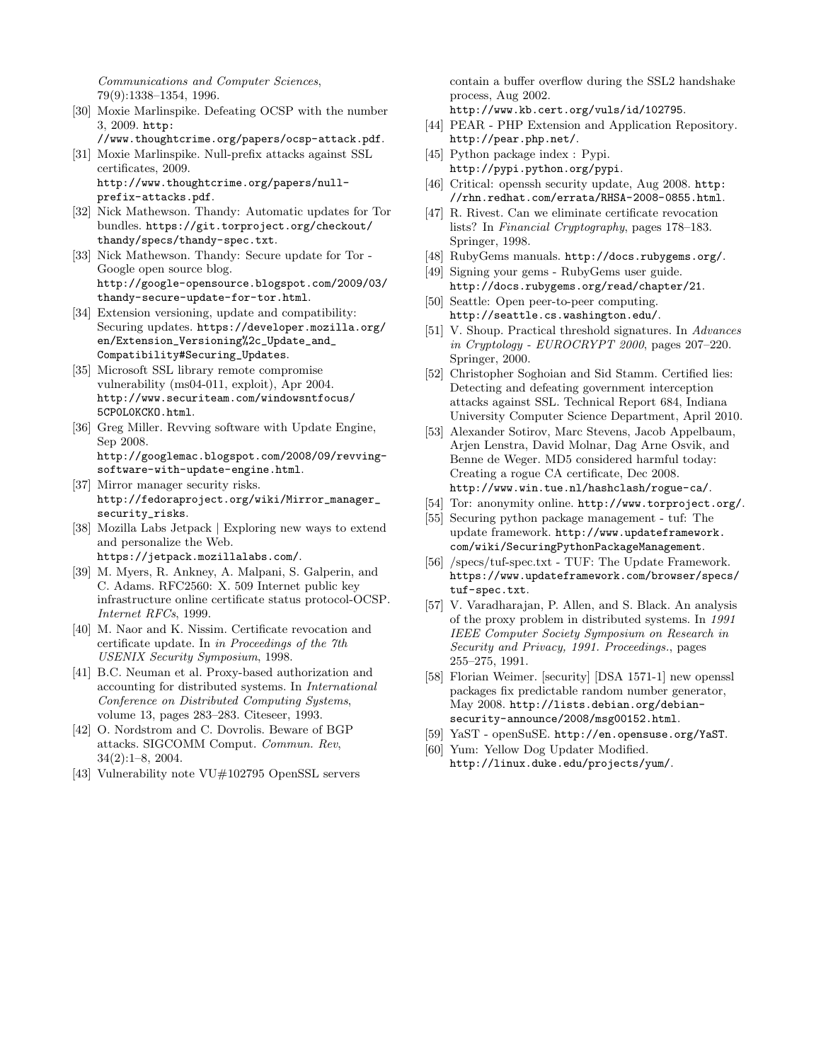*Communications and Computer Sciences*, 79(9):1338–1354, 1996.

[30] Moxie Marlinspike. Defeating OCSP with the number 3, 2009. http://www.thoughtcrime.org/papers/ocsp-attack.pdf.

[31] Moxie Marlinspike. Null-prefix attacks against SSL certificates, 2009. http://www.thoughtcrime.org/papers/null-prefix-attacks.pdf.

[32] Nick Mathewson. Thandy: Automatic updates for Tor bundles. https://git.torproject.org/checkout/thandy/specs/thandy-spec.txt.

[33] Nick Mathewson. Thandy: Secure update for Tor - Google open source blog. http://google-opensource.blogspot.com/2009/03/thandy-secure-update-for-tor.html.

[34] Extension versioning, update and compatibility: Securing updates. https://developer.mozilla.org/en/Extension_Versioning%2c_Update_and_Compatibility#Securing_Updates.

[35] Microsoft SSL library remote compromise vulnerability (ms04-011, exploit), Apr 2004. http://www.securiteam.com/windowsntfocus/5CP0L0KCKO.html.

[36] Greg Miller. Revving software with Update Engine, Sep 2008. http://googlemac.blogspot.com/2008/09/revving-software-with-update-engine.html.

[37] Mirror manager security risks. http://fedoraproject.org/wiki/Mirror_manager_security_risks.

[38] Mozilla Labs Jetpack | Exploring new ways to extend and personalize the Web. https://jetpack.mozillalabs.com/.

[39] M. Myers, R. Ankney, A. Malpani, S. Galperin, and C. Adams. RFC2560: X. 509 Internet public key infrastructure online certificate status protocol-OCSP. *Internet RFCs*, 1999.

[40] M. Naor and K. Nissim. Certificate revocation and certificate update. In *in Proceedings of the 7th USENIX Security Symposium*, 1998.

[41] B.C. Neuman et al. Proxy-based authorization and accounting for distributed systems. In *International Conference on Distributed Computing Systems*, volume 13, pages 283–283. Citeseer, 1993.

[42] O. Nordstrom and C. Dovrolis. Beware of BGP attacks. SIGCOMM Comput. *Commun. Rev*, 34(2):1–8, 2004.

[43] Vulnerability note VU#102795 OpenSSL servers contain a buffer overflow during the SSL2 handshake process, Aug 2002. http://www.kb.cert.org/vuls/id/102795.

[44] PEAR - PHP Extension and Application Repository. http://pear.php.net/.

[45] Python package index : Pypi. http://pypi.python.org/pypi.

[46] Critical: openssh security update, Aug 2008. http://rhn.redhat.com/errata/RHSA-2008-0855.html.

[47] R. Rivest. Can we eliminate certificate revocation lists? In *Financial Cryptography*, pages 178–183. Springer, 1998.

[48] RubyGems manuals. http://docs.rubygems.org/.

[49] Signing your gems - RubyGems user guide. http://docs.rubygems.org/read/chapter/21.

[50] Seattle: Open peer-to-peer computing. http://seattle.cs.washington.edu/.

[51] V. Shoup. Practical threshold signatures. In *Advances in Cryptology - EUROCRYPT 2000*, pages 207–220. Springer, 2000.

[52] Christopher Soghoian and Sid Stamm. Certified lies: Detecting and defeating government interception attacks against SSL. Technical Report 684, Indiana University Computer Science Department, April 2010.

[53] Alexander Sotirov, Marc Stevens, Jacob Appelbaum, Arjen Lenstra, David Molnar, Dag Arne Osvik, and Benne de Weger. MD5 considered harmful today: Creating a rogue CA certificate, Dec 2008. http://www.win.tue.nl/hashclash/rogue-ca/.

[54] Tor: anonymity online. http://www.torproject.org/.

[55] Securing python package management - tuf: The update framework. http://www.updateframework.com/wiki/SecuringPythonPackageManagement.

[56] /specs/tuf-spec.txt - TUF: The Update Framework. https://www.updateframework.com/browser/specs/tuf-spec.txt.

[57] V. Varadharajan, P. Allen, and S. Black. An analysis of the proxy problem in distributed systems. In *1991 IEEE Computer Society Symposium on Research in Security and Privacy, 1991. Proceedings.*, pages 255–275, 1991.

[58] Florian Weimer. [security] [DSA 1571-1] new openssl packages fix predictable random number generator, May 2008. http://lists.debian.org/debian-security-announce/2008/msg00152.html.

[59] YaST - openSuSE. http://en.opensuse.org/YaST.

[60] Yum: Yellow Dog Updater Modified. http://linux.duke.edu/projects/yum/.